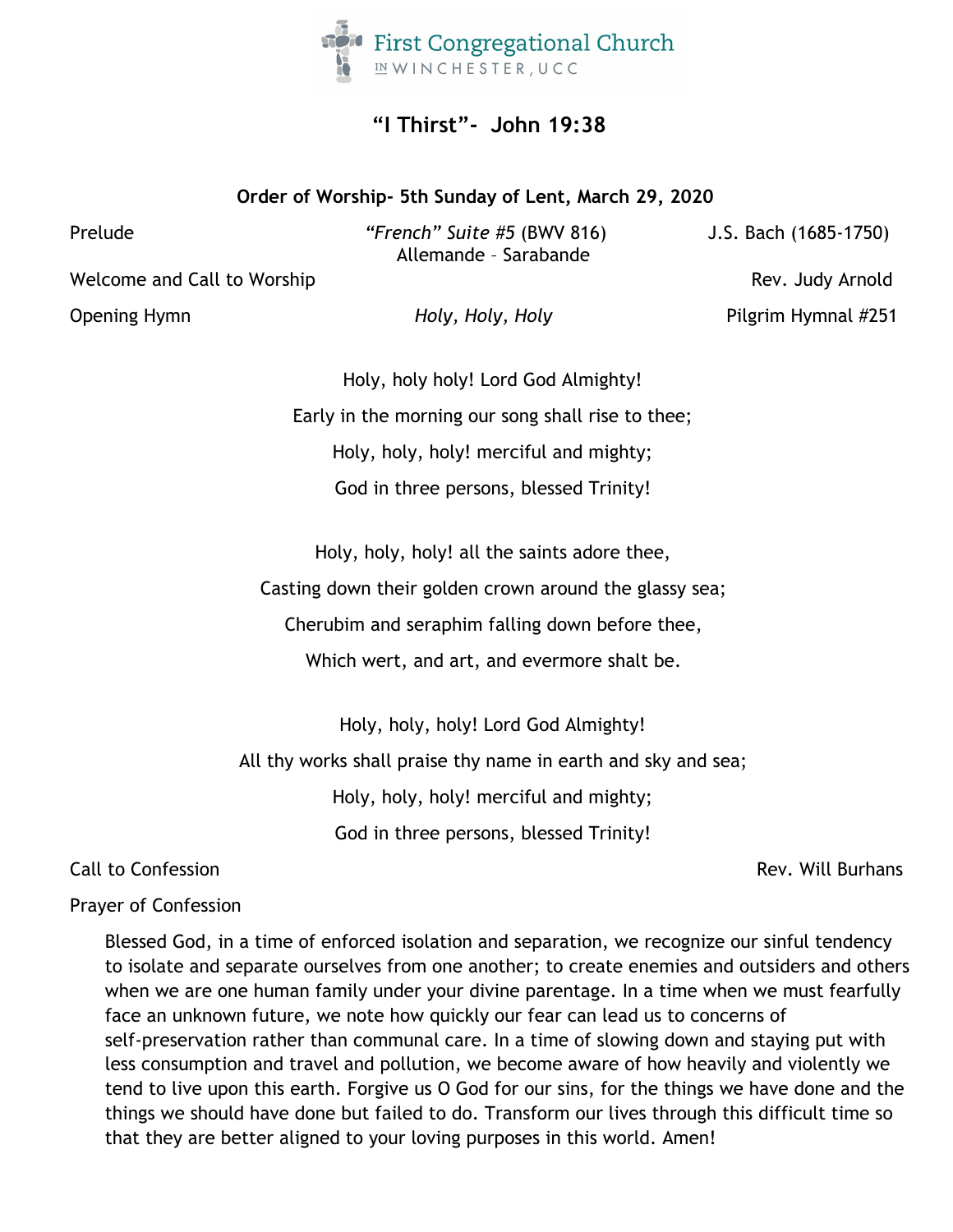First Congregational Church
IN WINCHESTER, UCC

# "I Thirst"- John 19:38

**Order of Worship- 5th Sunday of Lent, March 29, 2020**

Prelude — *"French" Suite #5* (BWV 816) Allemande – Sarabande — J.S. Bach (1685-1750)

Welcome and Call to Worship — Rev. Judy Arnold

Opening Hymn — *Holy, Holy, Holy* — Pilgrim Hymnal #251

Holy, holy holy! Lord God Almighty!
Early in the morning our song shall rise to thee;
Holy, holy, holy! merciful and mighty;
God in three persons, blessed Trinity!

Holy, holy, holy! all the saints adore thee,
Casting down their golden crown around the glassy sea;
Cherubim and seraphim falling down before thee,
Which wert, and art, and evermore shalt be.

Holy, holy, holy! Lord God Almighty!
All thy works shall praise thy name in earth and sky and sea;
Holy, holy, holy! merciful and mighty;
God in three persons, blessed Trinity!

Call to Confession — Rev. Will Burhans

Prayer of Confession

Blessed God, in a time of enforced isolation and separation, we recognize our sinful tendency to isolate and separate ourselves from one another; to create enemies and outsiders and others when we are one human family under your divine parentage. In a time when we must fearfully face an unknown future, we note how quickly our fear can lead us to concerns of self-preservation rather than communal care. In a time of slowing down and staying put with less consumption and travel and pollution, we become aware of how heavily and violently we tend to live upon this earth. Forgive us O God for our sins, for the things we have done and the things we should have done but failed to do. Transform our lives through this difficult time so that they are better aligned to your loving purposes in this world. Amen!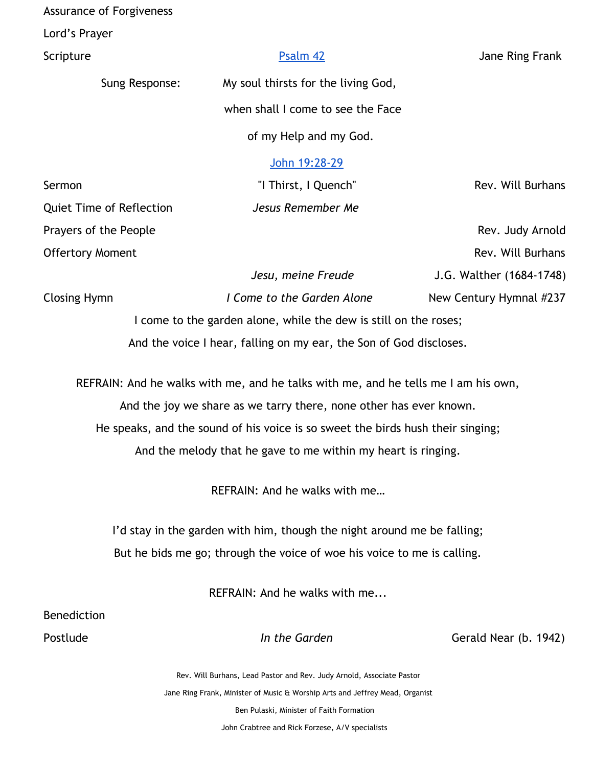Assurance of Forgiveness

Lord's Prayer

Scripture [Psalm 42] Jane Ring Frank

Sung Response: My soul thirsts for the living God,
when shall I come to see the Face
of my Help and my God.

[John 19:28-29]

Sermon "I Thirst, I Quench" Rev. Will Burhans

Quiet Time of Reflection *Jesus Remember Me*

Prayers of the People Rev. Judy Arnold

Offertory Moment Rev. Will Burhans

*Jesu, meine Freude* J.G. Walther (1684-1748)

Closing Hymn *I Come to the Garden Alone* New Century Hymnal #237

I come to the garden alone, while the dew is still on the roses;
And the voice I hear, falling on my ear, the Son of God discloses.

REFRAIN: And he walks with me, and he talks with me, and he tells me I am his own,
And the joy we share as we tarry there, none other has ever known.
He speaks, and the sound of his voice is so sweet the birds hush their singing;
And the melody that he gave to me within my heart is ringing.

REFRAIN: And he walks with me…

I'd stay in the garden with him, though the night around me be falling;
But he bids me go; through the voice of woe his voice to me is calling.

REFRAIN: And he walks with me...

Benediction

Postlude *In the Garden* Gerald Near (b. 1942)

Rev. Will Burhans, Lead Pastor and Rev. Judy Arnold, Associate Pastor
Jane Ring Frank, Minister of Music & Worship Arts and Jeffrey Mead, Organist
Ben Pulaski, Minister of Faith Formation
John Crabtree and Rick Forzese, A/V specialists